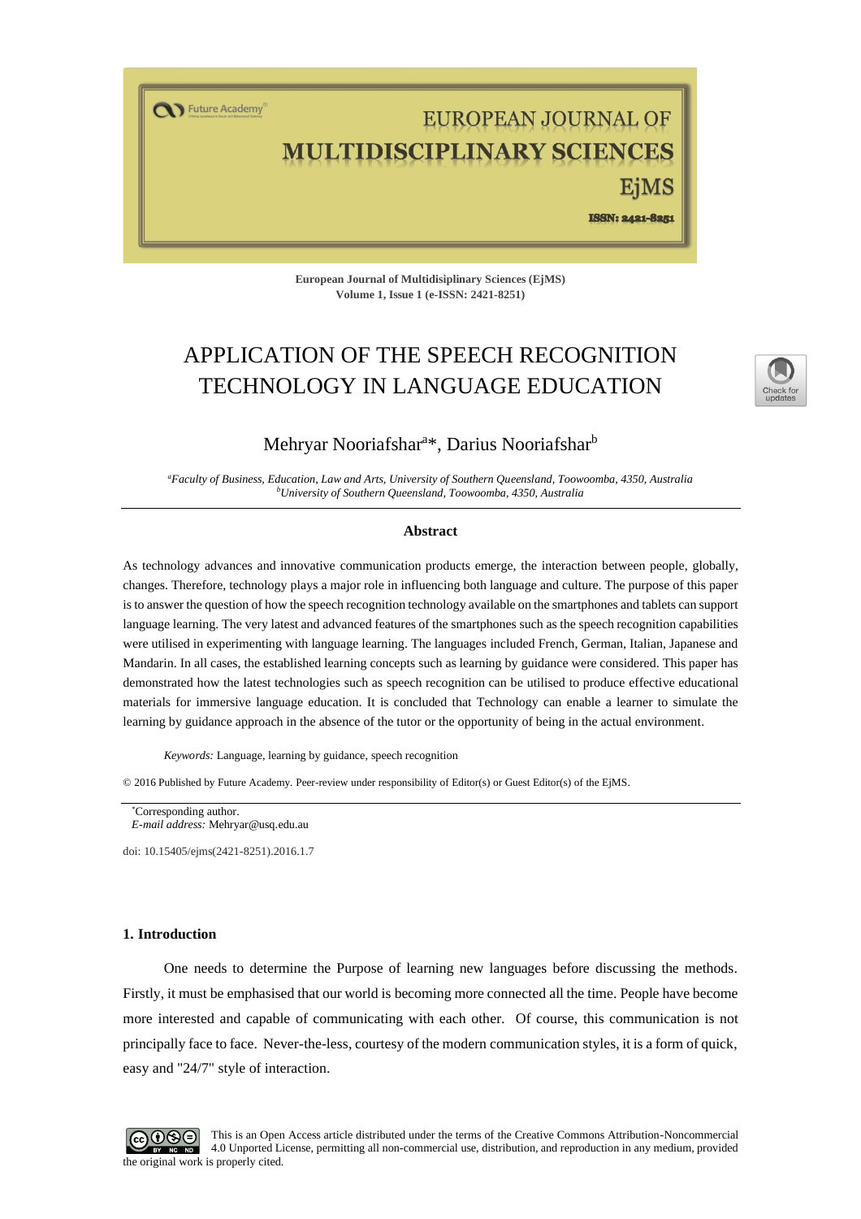European Journal of Multidisiplinary Sciences (EjMS)
Volume 1, Issue 1 (e-ISSN: 2421-8251)

# APPLICATION OF THE SPEECH RECOGNITION TECHNOLOGY IN LANGUAGE EDUCATION

Mehryar Nooriafshar[a]*, Darius Nooriafshar[b]

[a]*Faculty of Business, Education, Law and Arts, University of Southern Queensland, Toowoomba, 4350, Australia*
[b]*University of Southern Queensland, Toowoomba, 4350, Australia*

## Abstract

As technology advances and innovative communication products emerge, the interaction between people, globally, changes. Therefore, technology plays a major role in influencing both language and culture. The purpose of this paper is to answer the question of how the speech recognition technology available on the smartphones and tablets can support language learning. The very latest and advanced features of the smartphones such as the speech recognition capabilities were utilised in experimenting with language learning. The languages included French, German, Italian, Japanese and Mandarin. In all cases, the established learning concepts such as learning by guidance were considered. This paper has demonstrated how the latest technologies such as speech recognition can be utilised to produce effective educational materials for immersive language education. It is concluded that Technology can enable a learner to simulate the learning by guidance approach in the absence of the tutor or the opportunity of being in the actual environment.

*Keywords:* Language, learning by guidance, speech recognition

© 2016 Published by Future Academy. Peer-review under responsibility of Editor(s) or Guest Editor(s) of the EjMS.

*Corresponding author.
*E-mail address:* Mehryar@usq.edu.au

doi: 10.15405/ejms(2421-8251).2016.1.7

## 1. Introduction

One needs to determine the Purpose of learning new languages before discussing the methods. Firstly, it must be emphasised that our world is becoming more connected all the time. People have become more interested and capable of communicating with each other. Of course, this communication is not principally face to face. Never-the-less, courtesy of the modern communication styles, it is a form of quick, easy and "24/7" style of interaction.

This is an Open Access article distributed under the terms of the Creative Commons Attribution-Noncommercial 4.0 Unported License, permitting all non-commercial use, distribution, and reproduction in any medium, provided the original work is properly cited.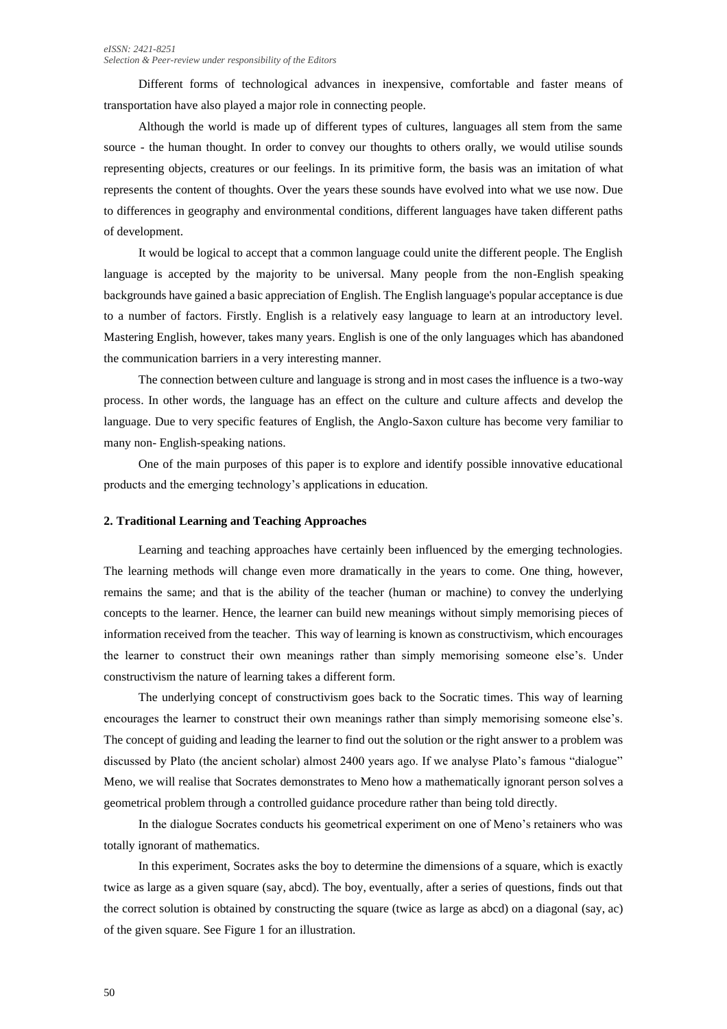Different forms of technological advances in inexpensive, comfortable and faster means of transportation have also played a major role in connecting people.

Although the world is made up of different types of cultures, languages all stem from the same source - the human thought. In order to convey our thoughts to others orally, we would utilise sounds representing objects, creatures or our feelings. In its primitive form, the basis was an imitation of what represents the content of thoughts. Over the years these sounds have evolved into what we use now. Due to differences in geography and environmental conditions, different languages have taken different paths of development.

It would be logical to accept that a common language could unite the different people. The English language is accepted by the majority to be universal. Many people from the non-English speaking backgrounds have gained a basic appreciation of English. The English language's popular acceptance is due to a number of factors. Firstly. English is a relatively easy language to learn at an introductory level. Mastering English, however, takes many years. English is one of the only languages which has abandoned the communication barriers in a very interesting manner.

The connection between culture and language is strong and in most cases the influence is a two-way process. In other words, the language has an effect on the culture and culture affects and develop the language. Due to very specific features of English, the Anglo-Saxon culture has become very familiar to many non- English-speaking nations.

One of the main purposes of this paper is to explore and identify possible innovative educational products and the emerging technology's applications in education.

## 2. Traditional Learning and Teaching Approaches

Learning and teaching approaches have certainly been influenced by the emerging technologies. The learning methods will change even more dramatically in the years to come. One thing, however, remains the same; and that is the ability of the teacher (human or machine) to convey the underlying concepts to the learner. Hence, the learner can build new meanings without simply memorising pieces of information received from the teacher. This way of learning is known as constructivism, which encourages the learner to construct their own meanings rather than simply memorising someone else's. Under constructivism the nature of learning takes a different form.

The underlying concept of constructivism goes back to the Socratic times. This way of learning encourages the learner to construct their own meanings rather than simply memorising someone else's. The concept of guiding and leading the learner to find out the solution or the right answer to a problem was discussed by Plato (the ancient scholar) almost 2400 years ago. If we analyse Plato's famous "dialogue" Meno, we will realise that Socrates demonstrates to Meno how a mathematically ignorant person solves a geometrical problem through a controlled guidance procedure rather than being told directly.

In the dialogue Socrates conducts his geometrical experiment on one of Meno's retainers who was totally ignorant of mathematics.

In this experiment, Socrates asks the boy to determine the dimensions of a square, which is exactly twice as large as a given square (say, abcd). The boy, eventually, after a series of questions, finds out that the correct solution is obtained by constructing the square (twice as large as abcd) on a diagonal (say, ac) of the given square. See Figure 1 for an illustration.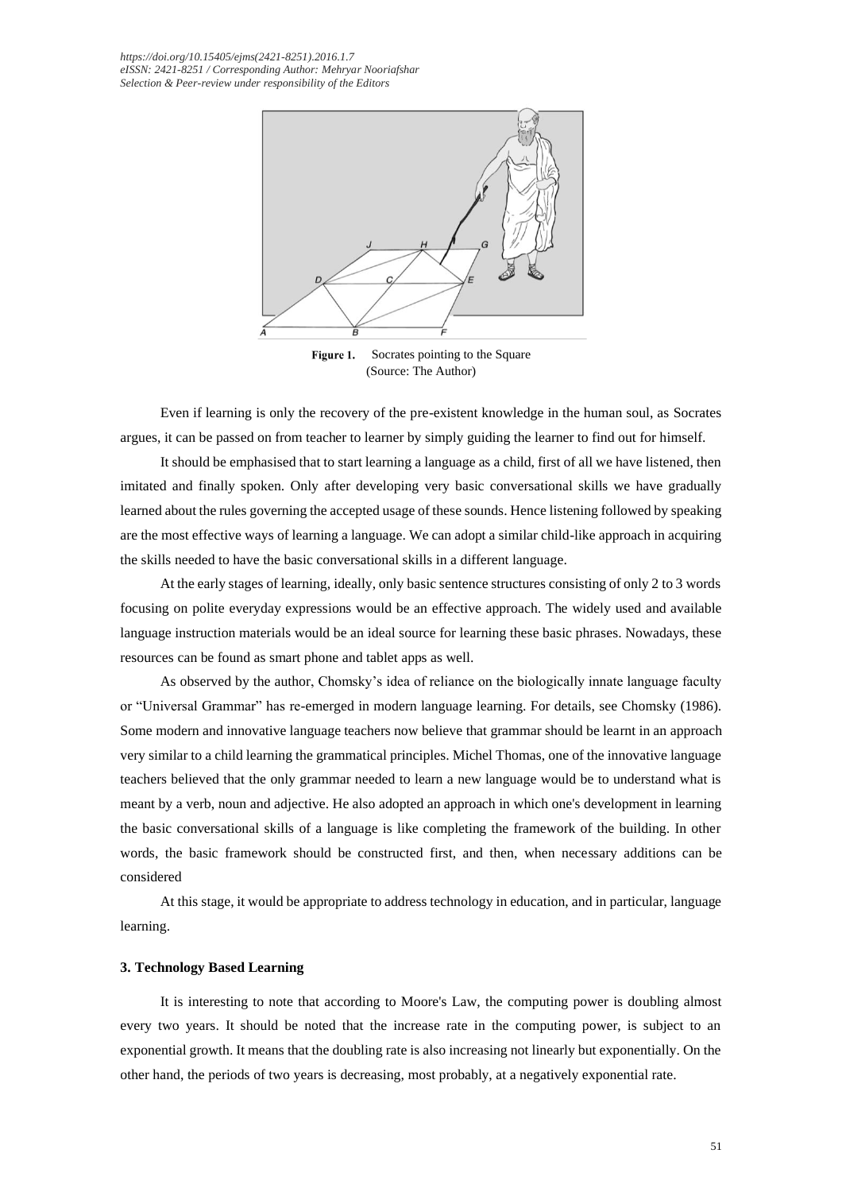Figure 1. Socrates pointing to the Square
(Source: The Author)

Even if learning is only the recovery of the pre-existent knowledge in the human soul, as Socrates argues, it can be passed on from teacher to learner by simply guiding the learner to find out for himself.

It should be emphasised that to start learning a language as a child, first of all we have listened, then imitated and finally spoken. Only after developing very basic conversational skills we have gradually learned about the rules governing the accepted usage of these sounds. Hence listening followed by speaking are the most effective ways of learning a language. We can adopt a similar child-like approach in acquiring the skills needed to have the basic conversational skills in a different language.

At the early stages of learning, ideally, only basic sentence structures consisting of only 2 to 3 words focusing on polite everyday expressions would be an effective approach. The widely used and available language instruction materials would be an ideal source for learning these basic phrases. Nowadays, these resources can be found as smart phone and tablet apps as well.

As observed by the author, Chomsky's idea of reliance on the biologically innate language faculty or "Universal Grammar" has re-emerged in modern language learning. For details, see Chomsky (1986). Some modern and innovative language teachers now believe that grammar should be learnt in an approach very similar to a child learning the grammatical principles. Michel Thomas, one of the innovative language teachers believed that the only grammar needed to learn a new language would be to understand what is meant by a verb, noun and adjective. He also adopted an approach in which one's development in learning the basic conversational skills of a language is like completing the framework of the building. In other words, the basic framework should be constructed first, and then, when necessary additions can be considered

At this stage, it would be appropriate to address technology in education, and in particular, language learning.

### 3. Technology Based Learning

It is interesting to note that according to Moore's Law, the computing power is doubling almost every two years. It should be noted that the increase rate in the computing power, is subject to an exponential growth. It means that the doubling rate is also increasing not linearly but exponentially. On the other hand, the periods of two years is decreasing, most probably, at a negatively exponential rate.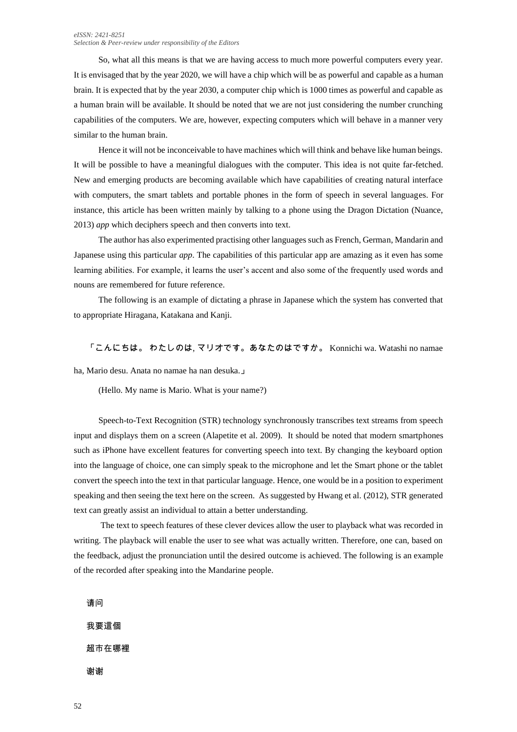So, what all this means is that we are having access to much more powerful computers every year. It is envisaged that by the year 2020, we will have a chip which will be as powerful and capable as a human brain. It is expected that by the year 2030, a computer chip which is 1000 times as powerful and capable as a human brain will be available. It should be noted that we are not just considering the number crunching capabilities of the computers. We are, however, expecting computers which will behave in a manner very similar to the human brain.

Hence it will not be inconceivable to have machines which will think and behave like human beings. It will be possible to have a meaningful dialogues with the computer. This idea is not quite far-fetched. New and emerging products are becoming available which have capabilities of creating natural interface with computers, the smart tablets and portable phones in the form of speech in several languages. For instance, this article has been written mainly by talking to a phone using the Dragon Dictation (Nuance, 2013) *app* which deciphers speech and then converts into text.

The author has also experimented practising other languages such as French, German, Mandarin and Japanese using this particular *app*. The capabilities of this particular app are amazing as it even has some learning abilities. For example, it learns the user's accent and also some of the frequently used words and nouns are remembered for future reference.

The following is an example of dictating a phrase in Japanese which the system has converted that to appropriate Hiragana, Katakana and Kanji.

「こんにちは。 わたしのは, マリオです。あなたのはですか。 Konnichi wa. Watashi no namae ha, Mario desu. Anata no namae ha nan desuka.」

(Hello. My name is Mario. What is your name?)

Speech-to-Text Recognition (STR) technology synchronously transcribes text streams from speech input and displays them on a screen (Alapetite et al. 2009). It should be noted that modern smartphones such as iPhone have excellent features for converting speech into text. By changing the keyboard option into the language of choice, one can simply speak to the microphone and let the Smart phone or the tablet convert the speech into the text in that particular language. Hence, one would be in a position to experiment speaking and then seeing the text here on the screen. As suggested by Hwang et al. (2012), STR generated text can greatly assist an individual to attain a better understanding.

The text to speech features of these clever devices allow the user to playback what was recorded in writing. The playback will enable the user to see what was actually written. Therefore, one can, based on the feedback, adjust the pronunciation until the desired outcome is achieved. The following is an example of the recorded after speaking into the Mandarine people.

请问

我要這個

超市在哪裡

谢谢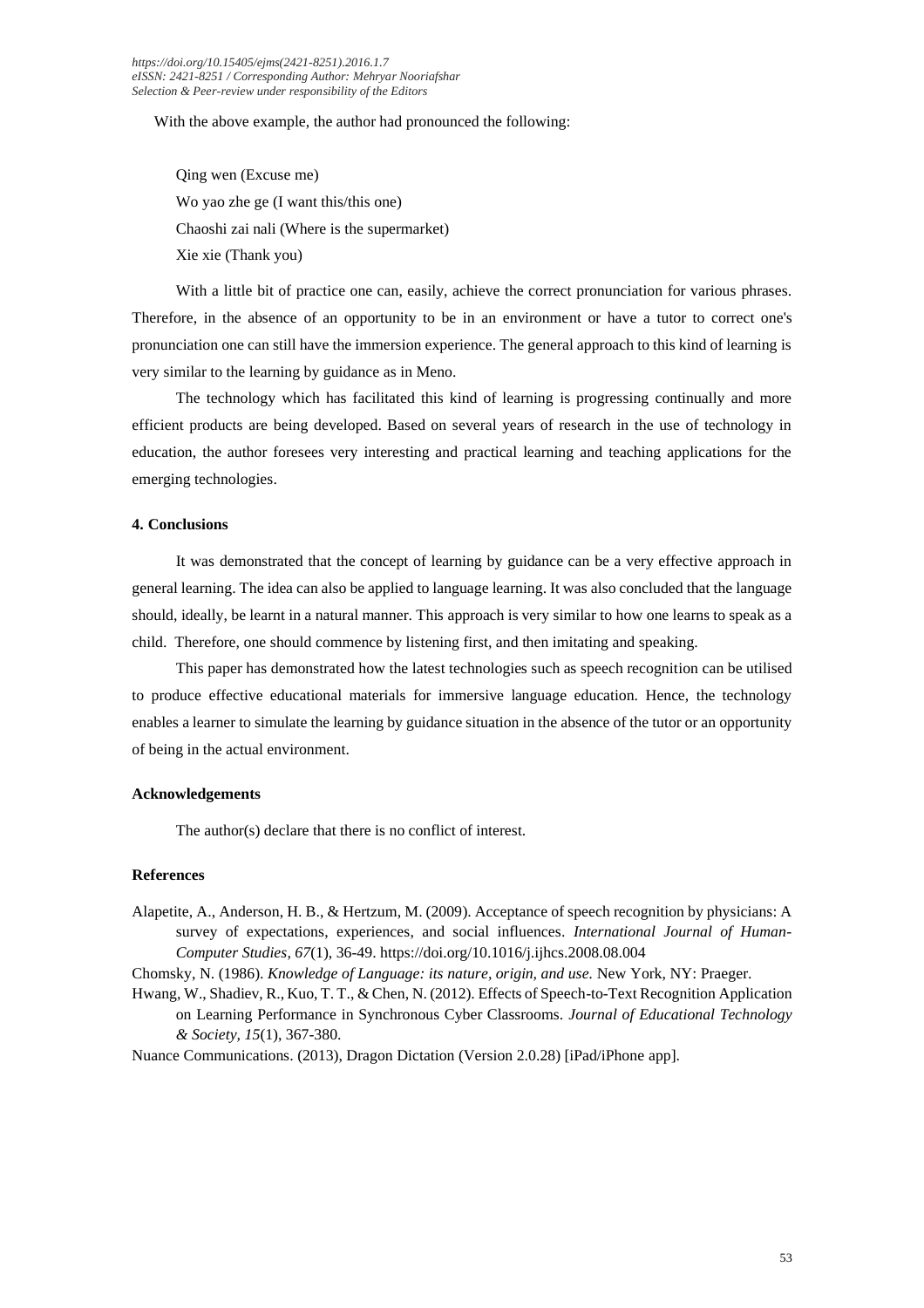With the above example, the author had pronounced the following:

Qing wen (Excuse me)

Wo yao zhe ge (I want this/this one)

Chaoshi zai nali (Where is the supermarket)

Xie xie (Thank you)

With a little bit of practice one can, easily, achieve the correct pronunciation for various phrases. Therefore, in the absence of an opportunity to be in an environment or have a tutor to correct one's pronunciation one can still have the immersion experience. The general approach to this kind of learning is very similar to the learning by guidance as in Meno.

The technology which has facilitated this kind of learning is progressing continually and more efficient products are being developed. Based on several years of research in the use of technology in education, the author foresees very interesting and practical learning and teaching applications for the emerging technologies.

### 4. Conclusions

It was demonstrated that the concept of learning by guidance can be a very effective approach in general learning. The idea can also be applied to language learning. It was also concluded that the language should, ideally, be learnt in a natural manner. This approach is very similar to how one learns to speak as a child. Therefore, one should commence by listening first, and then imitating and speaking.

This paper has demonstrated how the latest technologies such as speech recognition can be utilised to produce effective educational materials for immersive language education. Hence, the technology enables a learner to simulate the learning by guidance situation in the absence of the tutor or an opportunity of being in the actual environment.

### Acknowledgements

The author(s) declare that there is no conflict of interest.

### References

Alapetite, A., Anderson, H. B., & Hertzum, M. (2009). Acceptance of speech recognition by physicians: A survey of expectations, experiences, and social influences. *International Journal of Human-Computer Studies, 67*(1), 36-49. https://doi.org/10.1016/j.ijhcs.2008.08.004

Chomsky, N. (1986). *Knowledge of Language: its nature, origin, and use.* New York, NY: Praeger.

Hwang, W., Shadiev, R., Kuo, T. T., & Chen, N. (2012). Effects of Speech-to-Text Recognition Application on Learning Performance in Synchronous Cyber Classrooms. *Journal of Educational Technology & Society, 15*(1), 367-380.

Nuance Communications. (2013), Dragon Dictation (Version 2.0.28) [iPad/iPhone app].